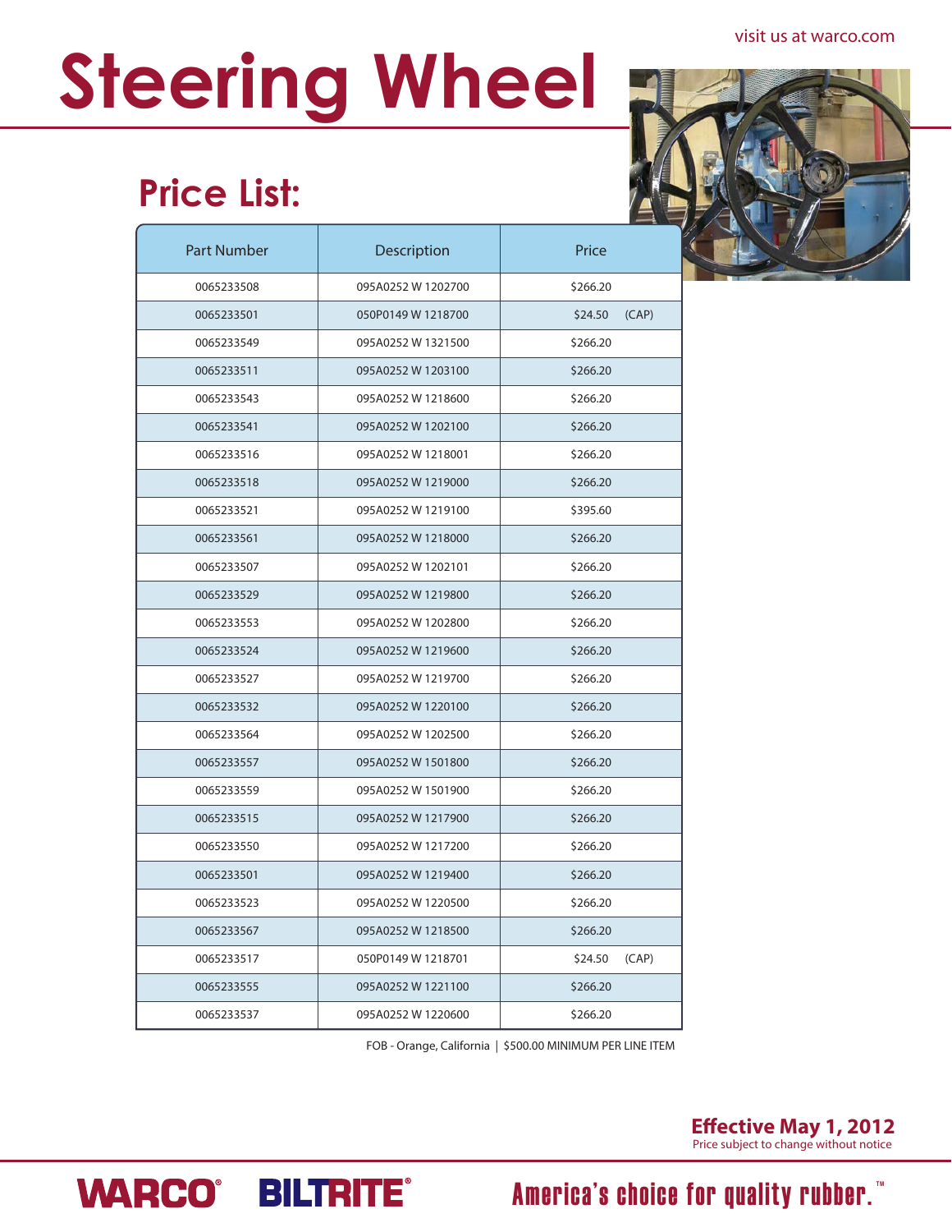visit us at warco.com

# Steering Wheel

## Price List:

| Part Number | Description | Price |
|---|---|---|
| 0065233508 | 095A0252 W 1202700 | $266.20 |
| 0065233501 | 050P0149 W 1218700 | $24.50 (CAP) |
| 0065233549 | 095A0252 W 1321500 | $266.20 |
| 0065233511 | 095A0252 W 1203100 | $266.20 |
| 0065233543 | 095A0252 W 1218600 | $266.20 |
| 0065233541 | 095A0252 W 1202100 | $266.20 |
| 0065233516 | 095A0252 W 1218001 | $266.20 |
| 0065233518 | 095A0252 W 1219000 | $266.20 |
| 0065233521 | 095A0252 W 1219100 | $395.60 |
| 0065233561 | 095A0252 W 1218000 | $266.20 |
| 0065233507 | 095A0252 W 1202101 | $266.20 |
| 0065233529 | 095A0252 W 1219800 | $266.20 |
| 0065233553 | 095A0252 W 1202800 | $266.20 |
| 0065233524 | 095A0252 W 1219600 | $266.20 |
| 0065233527 | 095A0252 W 1219700 | $266.20 |
| 0065233532 | 095A0252 W 1220100 | $266.20 |
| 0065233564 | 095A0252 W 1202500 | $266.20 |
| 0065233557 | 095A0252 W 1501800 | $266.20 |
| 0065233559 | 095A0252 W 1501900 | $266.20 |
| 0065233515 | 095A0252 W 1217900 | $266.20 |
| 0065233550 | 095A0252 W 1217200 | $266.20 |
| 0065233501 | 095A0252 W 1219400 | $266.20 |
| 0065233523 | 095A0252 W 1220500 | $266.20 |
| 0065233567 | 095A0252 W 1218500 | $266.20 |
| 0065233517 | 050P0149 W 1218701 | $24.50 (CAP) |
| 0065233555 | 095A0252 W 1221100 | $266.20 |
| 0065233537 | 095A0252 W 1220600 | $266.20 |

FOB - Orange, California | $500.00 MINIMUM PER LINE ITEM

**Effective May 1, 2012**
Price subject to change without notice

WARCO® BILTRITE®

America's choice for quality rubber.™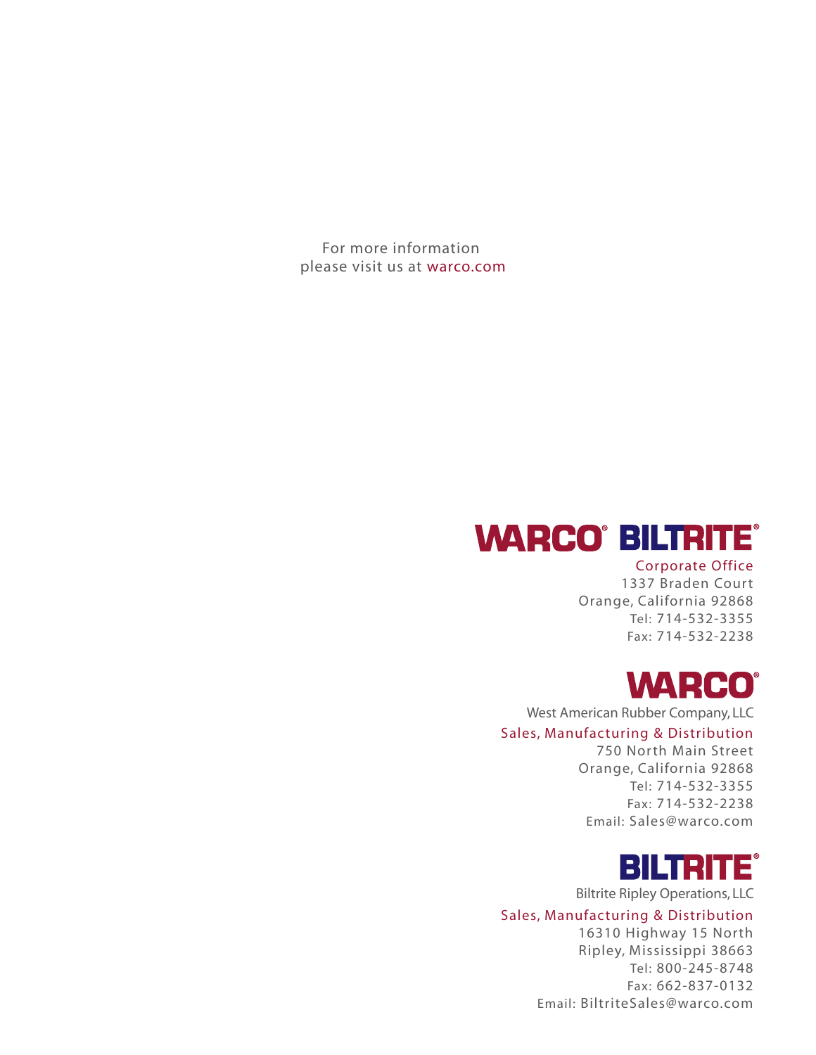For more information
please visit us at warco.com

**WARCO® BILTRITE®**

Corporate Office
1337 Braden Court
Orange, California 92868
Tel: 714-532-3355
Fax: 714-532-2238

**WARCO®**

West American Rubber Company, LLC

Sales, Manufacturing & Distribution
750 North Main Street
Orange, California 92868
Tel: 714-532-3355
Fax: 714-532-2238
Email: Sales@warco.com

**BILTRITE®**

Biltrite Ripley Operations, LLC

Sales, Manufacturing & Distribution
16310 Highway 15 North
Ripley, Mississippi 38663
Tel: 800-245-8748
Fax: 662-837-0132
Email: BiltriteSales@warco.com